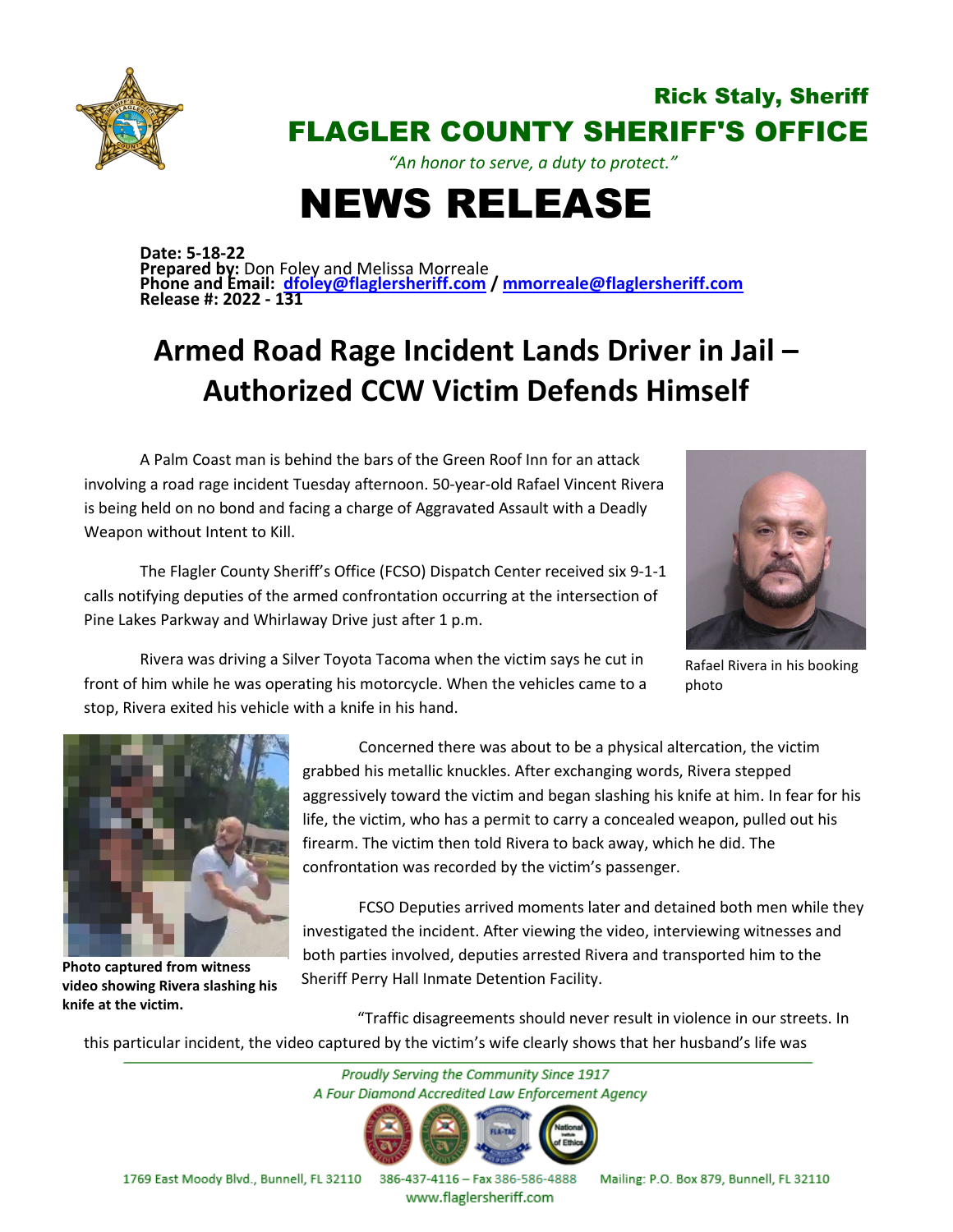Rick Staly, Sheriff

# FLAGLER COUNTY SHERIFF'S OFFICE

*"An honor to serve, a duty to protect."*

# NEWS RELEASE

**Date: 5-18-22**
**Prepared by:** Don Foley and Melissa Morreale
**Phone and Email:** dfoley@flaglersheriff.com / mmorreale@flaglersheriff.com
**Release #: 2022 - 131**

## Armed Road Rage Incident Lands Driver in Jail – Authorized CCW Victim Defends Himself

A Palm Coast man is behind the bars of the Green Roof Inn for an attack involving a road rage incident Tuesday afternoon. 50-year-old Rafael Vincent Rivera is being held on no bond and facing a charge of Aggravated Assault with a Deadly Weapon without Intent to Kill.

Rafael Rivera in his booking photo

The Flagler County Sheriff's Office (FCSO) Dispatch Center received six 9-1-1 calls notifying deputies of the armed confrontation occurring at the intersection of Pine Lakes Parkway and Whirlaway Drive just after 1 p.m.

Rivera was driving a Silver Toyota Tacoma when the victim says he cut in front of him while he was operating his motorcycle. When the vehicles came to a stop, Rivera exited his vehicle with a knife in his hand.

Concerned there was about to be a physical altercation, the victim grabbed his metallic knuckles. After exchanging words, Rivera stepped aggressively toward the victim and began slashing his knife at him. In fear for his life, the victim, who has a permit to carry a concealed weapon, pulled out his firearm. The victim then told Rivera to back away, which he did. The confrontation was recorded by the victim's passenger.

**Photo captured from witness video showing Rivera slashing his knife at the victim.**

FCSO Deputies arrived moments later and detained both men while they investigated the incident. After viewing the video, interviewing witnesses and both parties involved, deputies arrested Rivera and transported him to the Sheriff Perry Hall Inmate Detention Facility.

"Traffic disagreements should never result in violence in our streets. In this particular incident, the video captured by the victim's wife clearly shows that her husband's life was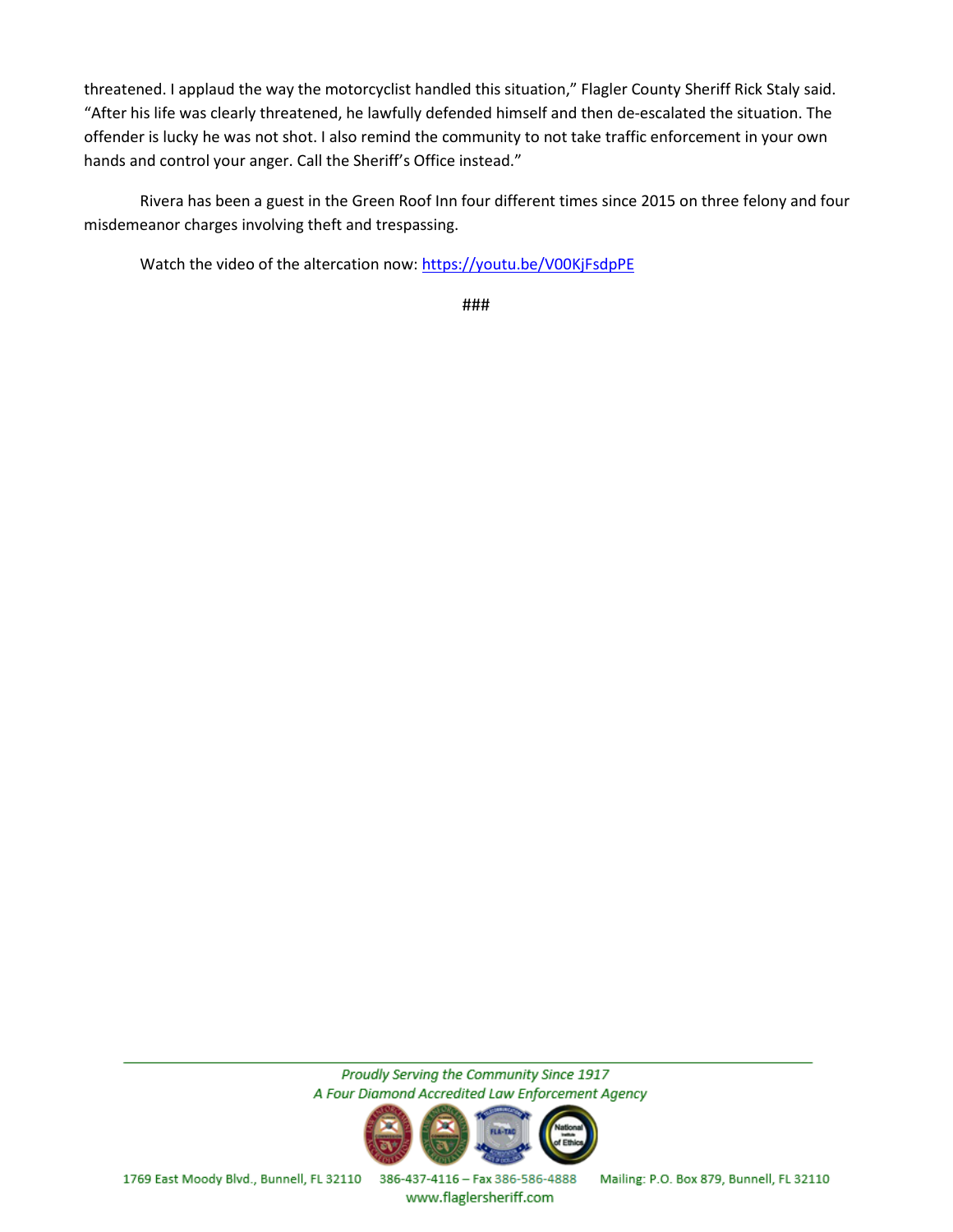threatened. I applaud the way the motorcyclist handled this situation," Flagler County Sheriff Rick Staly said. "After his life was clearly threatened, he lawfully defended himself and then de-escalated the situation. The offender is lucky he was not shot. I also remind the community to not take traffic enforcement in your own hands and control your anger. Call the Sheriff's Office instead."

Rivera has been a guest in the Green Roof Inn four different times since 2015 on three felony and four misdemeanor charges involving theft and trespassing.

Watch the video of the altercation now: https://youtu.be/V00KjFsdpPE

###